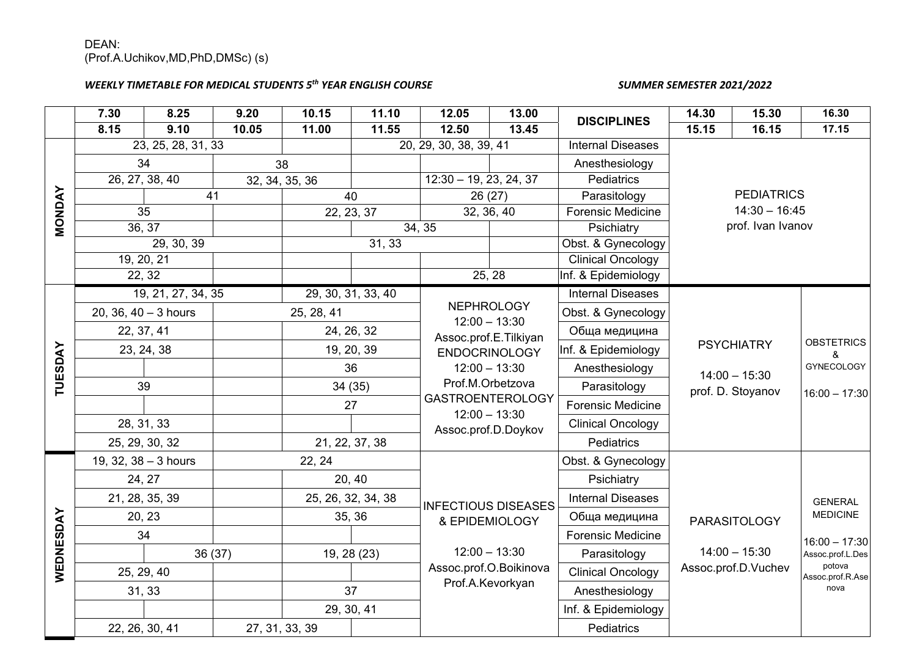DEAN:
(Prof.A.Uchikov,MD,PhD,DMSc) (s)

***WEEKLY TIMETABLE FOR MEDICAL STUDENTS 5th YEAR ENGLISH COURSE*** ***SUMMER SEMESTER 2021/2022***

| | 7.30 8.15 | 8.25 9.10 | 9.20 10.05 | 10.15 11.00 | 11.10 11.55 | 12.05 12.50 | 13.00 13.45 | DISCIPLINES | 14.30 15.15 | 15.30 16.15 | 16.30 17.15 |
|---|---|---|---|---|---|---|---|---|---|---|---|
| MONDAY | 23, 25, 28, 31, 33 | | | | 20, 29, 30, 38, 39, 41 | | | Internal Diseases | PEDIATRICS 14:30 – 16:45 prof. Ivan Ivanov | | |
| | 34 | | 38 | | | | | Anesthesiology | | | |
| | 26, 27, 38, 40 | | 32, 34, 35, 36 | | | 12:30 – 19, 23, 24, 37 | | Pediatrics | | | |
| | | 41 | | 40 | | 26 (27) | | Parasitology | | | |
| | 35 | | | 22, 23, 37 | | 32, 36, 40 | | Forensic Medicine | | | |
| | 36, 37 | | | | 34, 35 | | | Psichiatry | | | |
| | 29, 30, 39 | | | 31, 33 | | | | Obst. & Gynecology | | | |
| | 19, 20, 21 | | | | | | | Clinical Oncology | | | |
| | 22, 32 | | | | | 25, 28 | | Inf. & Epidemiology | | | |
| TUESDAY | 19, 21, 27, 34, 35 | | | 29, 30, 31, 33, 40 | | NEPHROLOGY 12:00 – 13:30 Assoc.prof.E.Tilkiyan ENDOCRINOLOGY 12:00 – 13:30 Prof.M.Orbetzova GASTROENTEROLOGY 12:00 – 13:30 Assoc.prof.D.Doykov | | Internal Diseases | PSYCHIATRY 14:00 – 15:30 prof. D. Stoyanov | | OBSTETRICS & GYNECOLOGY 16:00 – 17:30 |
| | 20, 36, 40 – 3 hours | | 25, 28, 41 | | | | | Obst. & Gynecology | | | |
| | 22, 37, 41 | | | 24, 26, 32 | | | | Обща медицина | | | |
| | 23, 24, 38 | | | 19, 20, 39 | | | | Inf. & Epidemiology | | | |
| | | | | 36 | | | | Anesthesiology | | | |
| | 39 | | | 34 (35) | | | | Parasitology | | | |
| | | | | 27 | | | | Forensic Medicine | | | |
| | 28, 31, 33 | | | | | | | Clinical Oncology | | | |
| | 25, 29, 30, 32 | | | 21, 22, 37, 38 | | | | Pediatrics | | | |
| WEDNESDAY | 19, 32, 38 – 3 hours | | 22, 24 | | | INFECTIOUS DISEASES & EPIDEMIOLOGY 12:00 – 13:30 Assoc.prof.O.Boikinova Prof.A.Kevorkyan | | Obst. & Gynecology | PARASITOLOGY 14:00 – 15:30 Assoc.prof.D.Vuchev | | GENERAL MEDICINE 16:00 – 17:30 Assoc.prof.L.Despotova Assoc.prof.R.Asenova |
| | 24, 27 | | | 20, 40 | | | | Psichiatry | | | |
| | 21, 28, 35, 39 | | | 25, 26, 32, 34, 38 | | | | Internal Diseases | | | |
| | 20, 23 | | | 35, 36 | | | | Обща медицина | | | |
| | 34 | | | | | | | Forensic Medicine | | | |
| | | 36 (37) | | 19, 28 (23) | | | | Parasitology | | | |
| | 25, 29, 40 | | | | | | | Clinical Oncology | | | |
| | 31, 33 | | | 37 | | | | Anesthesiology | | | |
| | | | | 29, 30, 41 | | | | Inf. & Epidemiology | | | |
| | 22, 26, 30, 41 | | 27, 31, 33, 39 | | | | | Pediatrics | | | |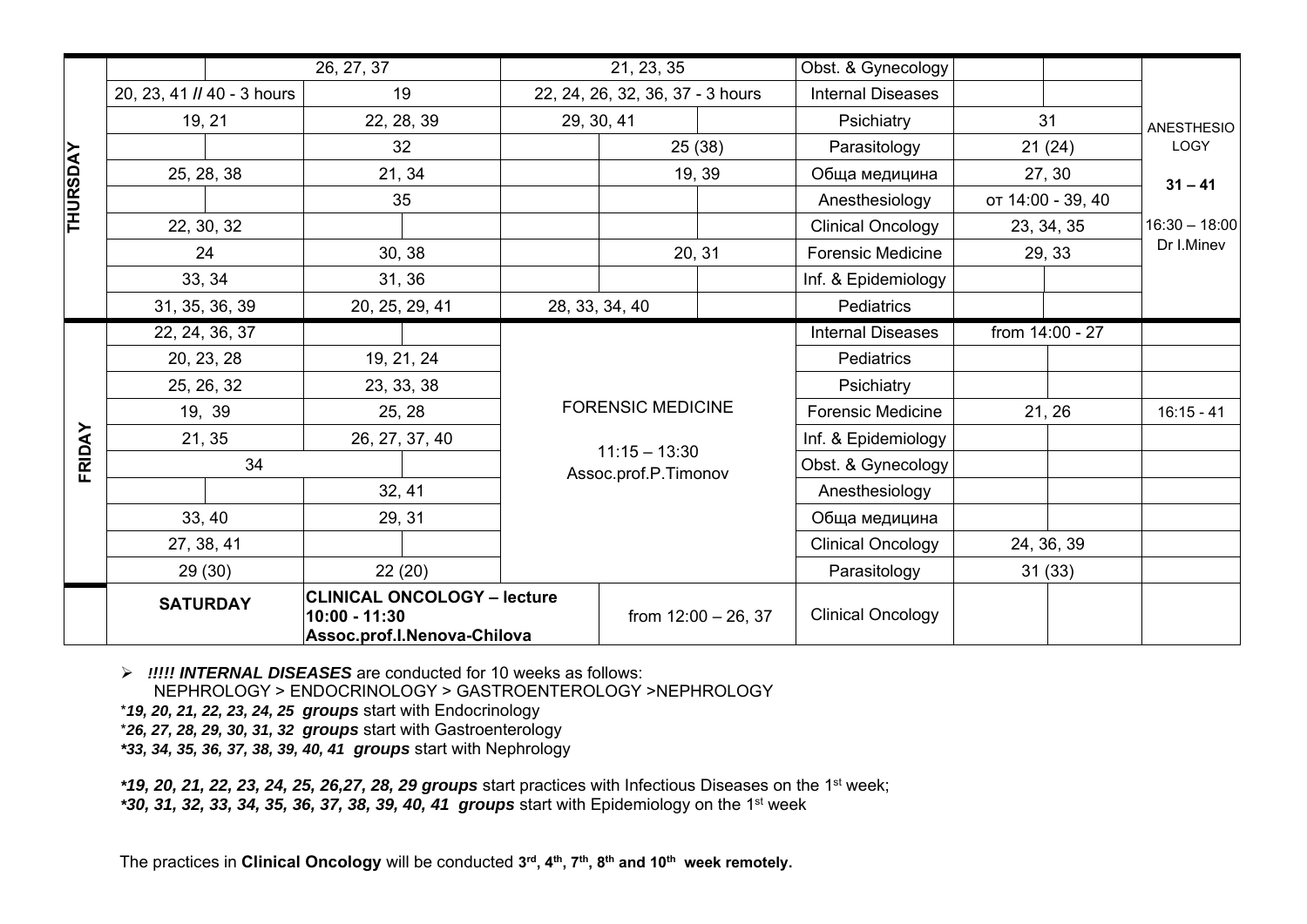| | | | | | | | | | | |
|---|---|---|---|---|---|---|---|---|---|---|
| **THURSDAY** | | 26, 27, 37 | | 21, 23, 35 | | | Obst. & Gynecology | | | ANESTHESIOLOGY 31 – 41 16:30 – 18:00 Dr I.Minev |
| | 20, 23, 41 // 40 - 3 hours | 19 | | 22, 24, 26, 32, 36, 37 - 3 hours | | | Internal Diseases | | | |
| | 19, 21 | 22, 28, 39 | | 29, 30, 41 | | | Psichiatry | 31 | | |
| | | 32 | | | 25 (38) | | Parasitology | 21 (24) | | |
| | 25, 28, 38 | 21, 34 | | | 19, 39 | | Обща медицина | 27, 30 | | |
| | | 35 | | | | | Anesthesiology | от 14:00 - 39, 40 | | |
| | 22, 30, 32 | | | | | | Clinical Oncology | 23, 34, 35 | | |
| | 24 | 30, 38 | | | 20, 31 | | Forensic Medicine | 29, 33 | | |
| | 33, 34 | 31, 36 | | | | | Inf. & Epidemiology | | | |
| | 31, 35, 36, 39 | 20, 25, 29, 41 | | 28, 33, 34, 40 | | | Pediatrics | | | |
| **FRIDAY** | 22, 24, 36, 37 | | | FORENSIC MEDICINE 11:15 – 13:30 Assoc.prof.P.Timonov | | | Internal Diseases | from 14:00 - 27 | | |
| | 20, 23, 28 | 19, 21, 24 | | | | | Pediatrics | | | |
| | 25, 26, 32 | 23, 33, 38 | | | | | Psichiatry | | | |
| | 19, 39 | 25, 28 | | | | | Forensic Medicine | 21, 26 | | 16:15 - 41 |
| | 21, 35 | 26, 27, 37, 40 | | | | | Inf. & Epidemiology | | | |
| | 34 | | | | | | Obst. & Gynecology | | | |
| | | 32, 41 | | | | | Anesthesiology | | | |
| | 33, 40 | 29, 31 | | | | | Обща медицина | | | |
| | 27, 38, 41 | | | | | | Clinical Oncology | 24, 36, 39 | | |
| | 29 (30) | 22 (20) | | | | | Parasitology | 31 (33) | | |
| | **SATURDAY** | **CLINICAL ONCOLOGY – lecture 10:00 - 11:30 Assoc.prof.I.Nenova-Chilova** | | | from 12:00 – 26, 37 | | Clinical Oncology | | | |

- ***!!!!! INTERNAL DISEASES*** are conducted for 10 weeks as follows:
  NEPHROLOGY > ENDOCRINOLOGY > GASTROENTEROLOGY >NEPHROLOGY

*\*19, 20, 21, 22, 23, 24, 25* ***groups*** start with Endocrinology
*\*26, 27, 28, 29, 30, 31, 32* ***groups*** start with Gastroenterology
***\*33, 34, 35, 36, 37, 38, 39, 40, 41 groups*** start with Nephrology

***\*19, 20, 21, 22, 23, 24, 25, 26,27, 28, 29 groups*** start practices with Infectious Diseases on the 1st week;
***\*30, 31, 32, 33, 34, 35, 36, 37, 38, 39, 40, 41 groups*** start with Epidemiology on the 1st week

The practices in **Clinical Oncology** will be conducted **3rd, 4th, 7th, 8th and 10th week remotely.**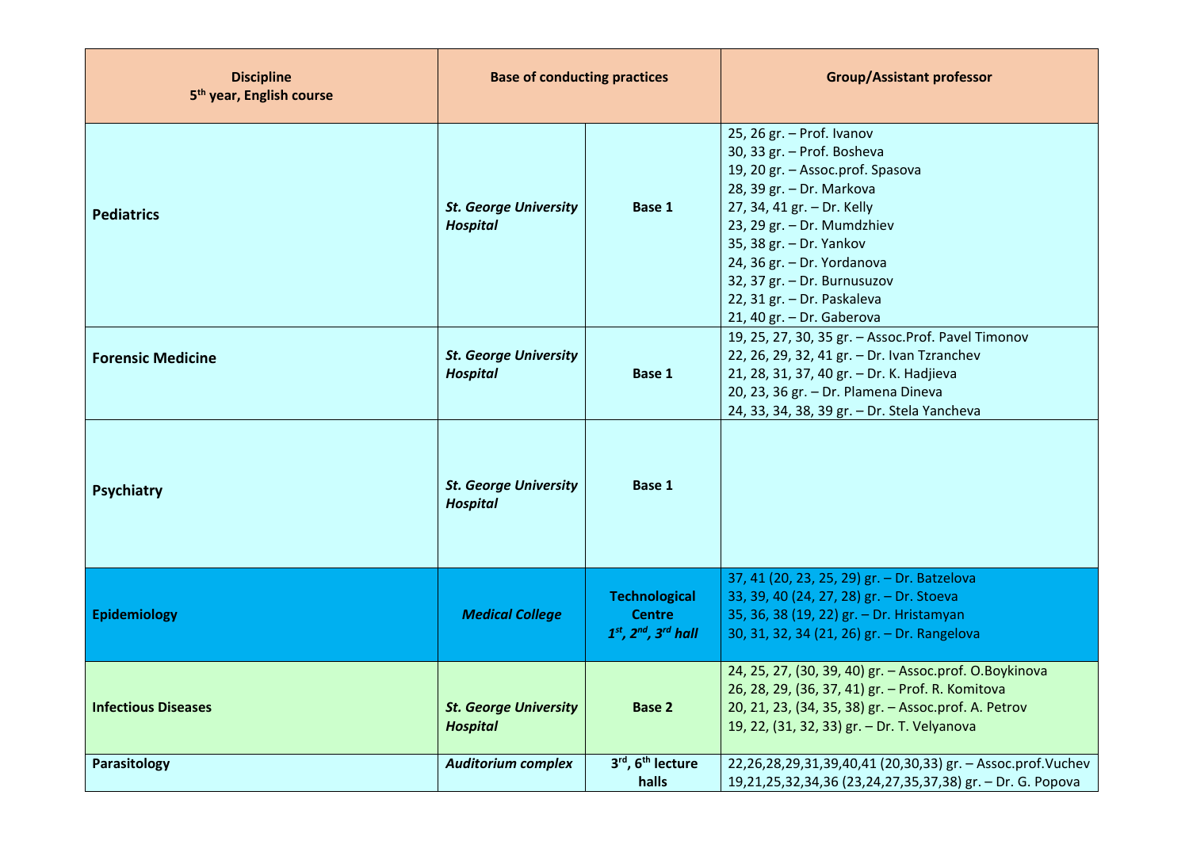| Discipline 5th year, English course | Base of conducting practices | | Group/Assistant professor |
|---|---|---|---|
| **Pediatrics** | ***St. George University Hospital*** | **Base 1** | 25, 26 gr. – Prof. Ivanov<br>30, 33 gr. – Prof. Bosheva<br>19, 20 gr. – Assoc.prof. Spasova<br>28, 39 gr. – Dr. Markova<br>27, 34, 41 gr. – Dr. Kelly<br>23, 29 gr. – Dr. Mumdzhiev<br>35, 38 gr. – Dr. Yankov<br>24, 36 gr. – Dr. Yordanova<br>32, 37 gr. – Dr. Burnusuzov<br>22, 31 gr. – Dr. Paskaleva<br>21, 40 gr. – Dr. Gaberova |
| **Forensic Medicine** | ***St. George University Hospital*** | **Base 1** | 19, 25, 27, 30, 35 gr. – Assoc.Prof. Pavel Timonov<br>22, 26, 29, 32, 41 gr. – Dr. Ivan Tzranchev<br>21, 28, 31, 37, 40 gr. – Dr. K. Hadjieva<br>20, 23, 36 gr. – Dr. Plamena Dineva<br>24, 33, 34, 38, 39 gr. – Dr. Stela Yancheva |
| **Psychiatry** | ***St. George University Hospital*** | **Base 1** | |
| **Epidemiology** | ***Medical College*** | **Technological Centre *1st, 2nd, 3rd hall*** | 37, 41 (20, 23, 25, 29) gr. – Dr. Batzelova<br>33, 39, 40 (24, 27, 28) gr. – Dr. Stoeva<br>35, 36, 38 (19, 22) gr. – Dr. Hristamyan<br>30, 31, 32, 34 (21, 26) gr. – Dr. Rangelova |
| **Infectious Diseases** | ***St. George University Hospital*** | **Base 2** | 24, 25, 27, (30, 39, 40) gr. – Assoc.prof. O.Boykinova<br>26, 28, 29, (36, 37, 41) gr. – Prof. R. Komitova<br>20, 21, 23, (34, 35, 38) gr. – Assoc.prof. A. Petrov<br>19, 22, (31, 32, 33) gr. – Dr. T. Velyanova |
| **Parasitology** | ***Auditorium complex*** | **3rd, 6th lecture halls** | 22,26,28,29,31,39,40,41 (20,30,33) gr. – Assoc.prof.Vuchev<br>19,21,25,32,34,36 (23,24,27,35,37,38) gr. – Dr. G. Popova |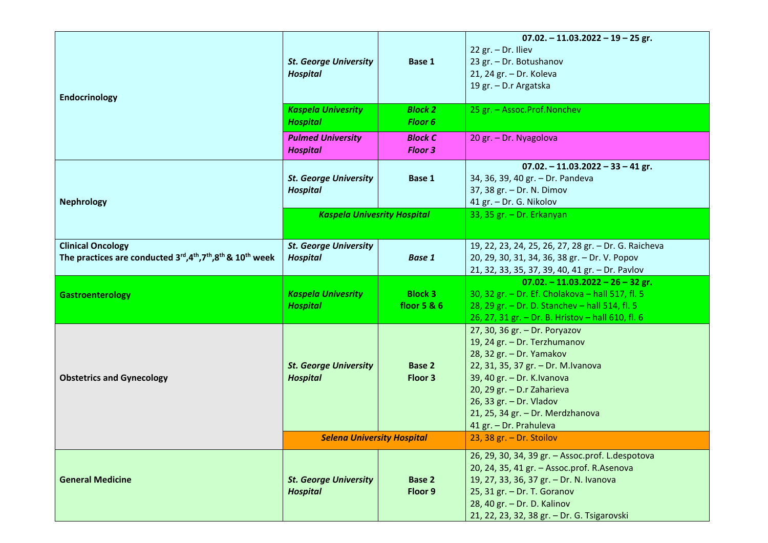| | | | |
|---|---|---|---|
| **Endocrinology** | ***St. George University Hospital*** | **Base 1** | **07.02. – 11.03.2022 – 19 – 25 gr.**<br>22 gr. – Dr. Iliev<br>23 gr. – Dr. Botushanov<br>21, 24 gr. – Dr. Koleva<br>19 gr. – D.r Argatska |
| | ***Kaspela Univesrity Hospital*** | ***Block 2 Floor 6*** | 25 gr. – Assoc.Prof.Nonchev |
| | ***Pulmed University Hospital*** | ***Block C Floor 3*** | 20 gr. – Dr. Nyagolova |
| **Nephrology** | ***St. George University Hospital*** | **Base 1** | **07.02. – 11.03.2022 – 33 – 41 gr.**<br>34, 36, 39, 40 gr. – Dr. Pandeva<br>37, 38 gr. – Dr. N. Dimov<br>41 gr. – Dr. G. Nikolov |
| | ***Kaspela Univesrity Hospital*** | | 33, 35 gr. – Dr. Erkanyan |
| **Clinical Oncology**<br>**The practices are conducted 3rd,4th,7th,8th & 10th week** | ***St. George University Hospital*** | ***Base 1*** | 19, 22, 23, 24, 25, 26, 27, 28 gr. – Dr. G. Raicheva<br>20, 29, 30, 31, 34, 36, 38 gr. – Dr. V. Popov<br>21, 32, 33, 35, 37, 39, 40, 41 gr. – Dr. Pavlov |
| **Gastroenterology** | ***Kaspela Univesrity Hospital*** | **Block 3 floor 5 & 6** | **07.02. – 11.03.2022 – 26 – 32 gr.**<br>30, 32 gr. – Dr. Ef. Cholakova – hall 517, fl. 5<br>28, 29 gr. – Dr. D. Stanchev – hall 514, fl. 5<br>26, 27, 31 gr. – Dr. B. Hristov – hall 610, fl. 6 |
| **Obstetrics and Gynecology** | ***St. George University Hospital*** | **Base 2 Floor 3** | 27, 30, 36 gr. – Dr. Poryazov<br>19, 24 gr. – Dr. Terzhumanov<br>28, 32 gr. – Dr. Yamakov<br>22, 31, 35, 37 gr. – Dr. M.Ivanova<br>39, 40 gr. – Dr. K.Ivanova<br>20, 29 gr. – D.r Zaharieva<br>26, 33 gr. – Dr. Vladov<br>21, 25, 34 gr. – Dr. Merdzhanova<br>41 gr. – Dr. Prahuleva |
| | ***Selena University Hospital*** | | 23, 38 gr. – Dr. Stoilov |
| **General Medicine** | ***St. George University Hospital*** | **Base 2 Floor 9** | 26, 29, 30, 34, 39 gr. – Assoc.prof. L.despotova<br>20, 24, 35, 41 gr. – Assoc.prof. R.Asenova<br>19, 27, 33, 36, 37 gr. – Dr. N. Ivanova<br>25, 31 gr. – Dr. T. Goranov<br>28, 40 gr. – Dr. D. Kalinov<br>21, 22, 23, 32, 38 gr. – Dr. G. Tsigarovski |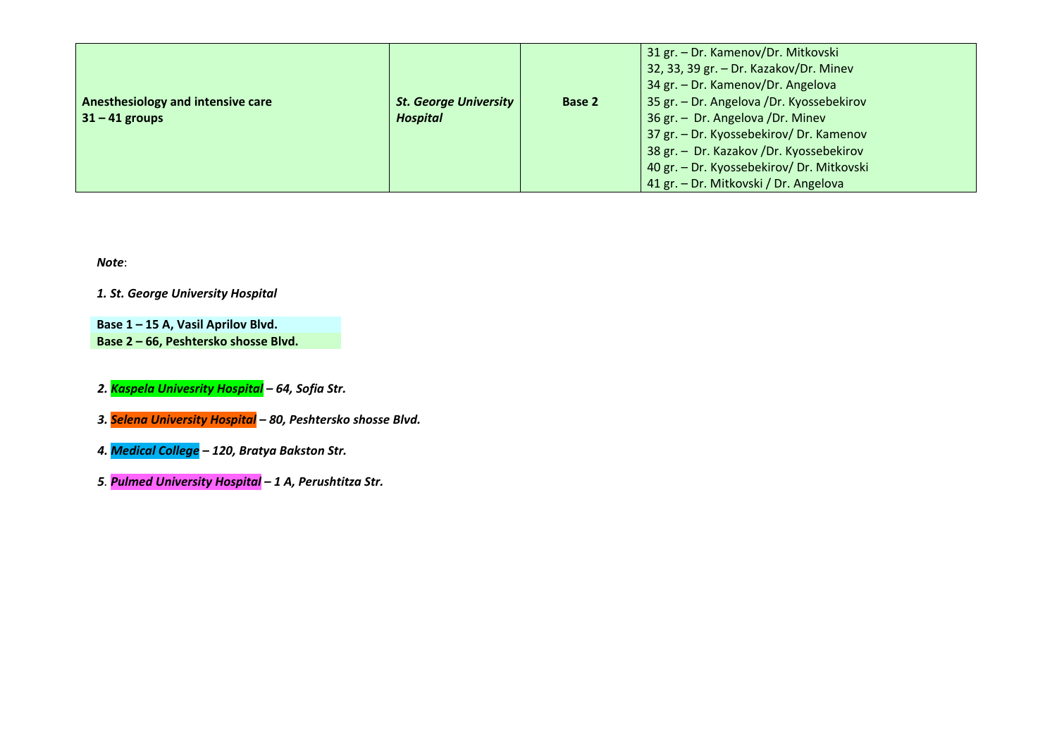| | | | |
|---|---|---|---|
| **Anesthesiology and intensive care**<br>**31 – 41 groups** | ***St. George University Hospital*** | **Base 2** | 31 gr. – Dr. Kamenov/Dr. Mitkovski<br>32, 33, 39 gr. – Dr. Kazakov/Dr. Minev<br>34 gr. – Dr. Kamenov/Dr. Angelova<br>35 gr. – Dr. Angelova /Dr. Kyossebekirov<br>36 gr. – Dr. Angelova /Dr. Minev<br>37 gr. – Dr. Kyossebekirov/ Dr. Kamenov<br>38 gr. – Dr. Kazakov /Dr. Kyossebekirov<br>40 gr. – Dr. Kyossebekirov/ Dr. Mitkovski<br>41 gr. – Dr. Mitkovski / Dr. Angelova |

***Note***:

***1. St. George University Hospital***

**Base 1 – 15 A, Vasil Aprilov Blvd.**
**Base 2 – 66, Peshtersko shosse Blvd.**

***2. Kaspela Univesrity Hospital – 64, Sofia Str.***

***3. Selena University Hospital – 80, Peshtersko shosse Blvd.***

***4. Medical College – 120, Bratya Bakston Str.***

***5. Pulmed University Hospital – 1 A, Perushtitza Str.***